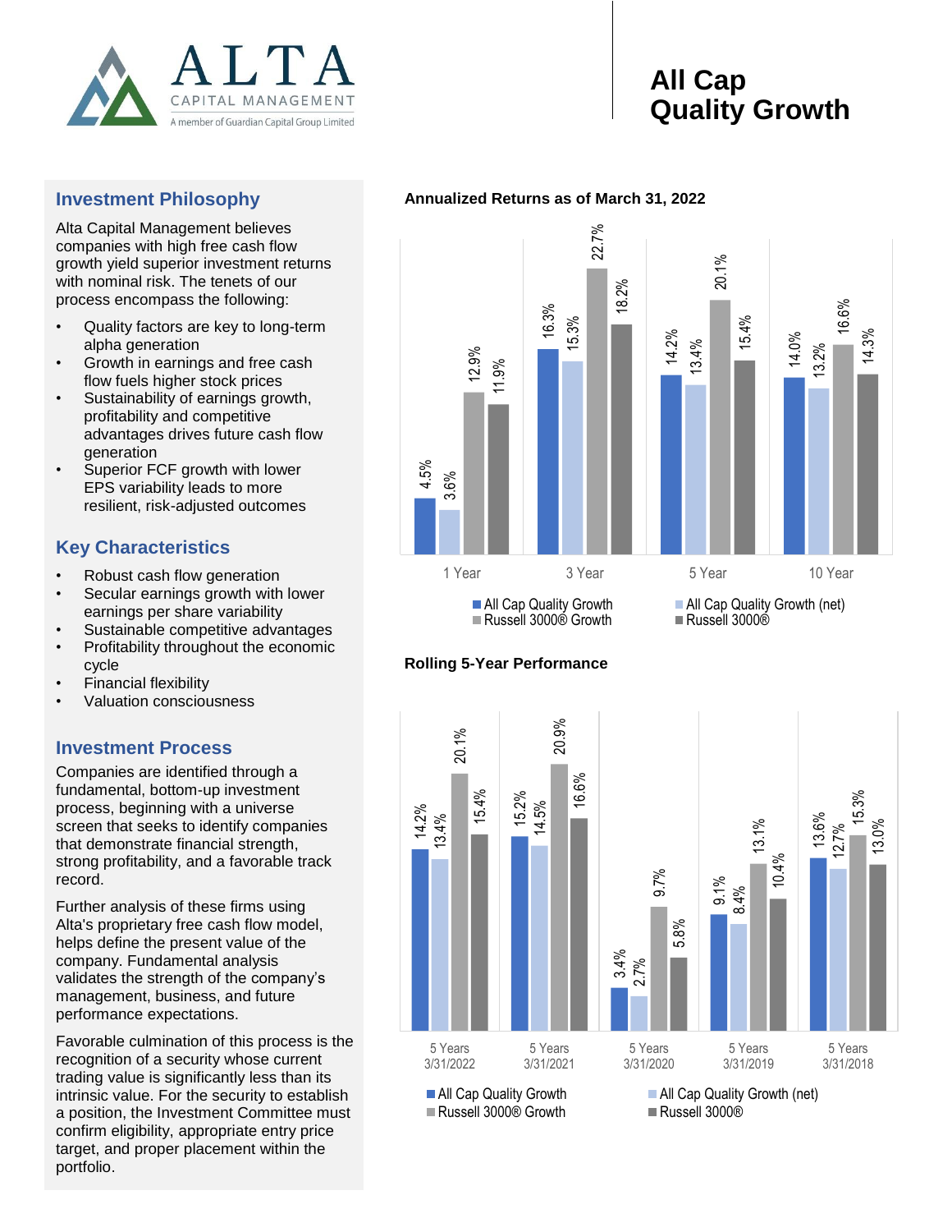# All Cap Quality Growth

ALTA CAPITAL MANAGEMENT
A member of Guardian Capital Group Limited

## Investment Philosophy

Alta Capital Management believes companies with high free cash flow growth yield superior investment returns with nominal risk. The tenets of our process encompass the following:

- Quality factors are key to long-term alpha generation
- Growth in earnings and free cash flow fuels higher stock prices
- Sustainability of earnings growth, profitability and competitive advantages drives future cash flow generation
- Superior FCF growth with lower EPS variability leads to more resilient, risk-adjusted outcomes

## Key Characteristics

- Robust cash flow generation
- Secular earnings growth with lower earnings per share variability
- Sustainable competitive advantages
- Profitability throughout the economic cycle
- Financial flexibility
- Valuation consciousness

## Investment Process

Companies are identified through a fundamental, bottom-up investment process, beginning with a universe screen that seeks to identify companies that demonstrate financial strength, strong profitability, and a favorable track record.

Further analysis of these firms using Alta's proprietary free cash flow model, helps define the present value of the company. Fundamental analysis validates the strength of the company's management, business, and future performance expectations.

Favorable culmination of this process is the recognition of a security whose current trading value is significantly less than its intrinsic value. For the security to establish a position, the Investment Committee must confirm eligibility, appropriate entry price target, and proper placement within the portfolio.

**Annualized Returns as of March 31, 2022**

| | 1 Year | 3 Year | 5 Year | 10 Year |
|---|---|---|---|---|
| All Cap Quality Growth | 4.5% | 16.3% | 14.2% | 14.0% |
| All Cap Quality Growth (net) | 3.6% | 15.3% | 13.4% | 13.2% |
| Russell 3000® Growth | 12.9% | 22.7% | 20.1% | 16.6% |
| Russell 3000® | 11.9% | 18.2% | 15.4% | 14.3% |

**Rolling 5-Year Performance**

| | 5 Years 3/31/2022 | 5 Years 3/31/2021 | 5 Years 3/31/2020 | 5 Years 3/31/2019 | 5 Years 3/31/2018 |
|---|---|---|---|---|---|
| All Cap Quality Growth | 14.2% | 15.2% | 3.4% | 9.1% | 13.6% |
| All Cap Quality Growth (net) | 13.4% | 14.5% | 2.7% | 8.4% | 12.7% |
| Russell 3000® Growth | 20.1% | 20.9% | 9.7% | 13.1% | 15.3% |
| Russell 3000® | 15.4% | 16.6% | 5.8% | 10.4% | 13.0% |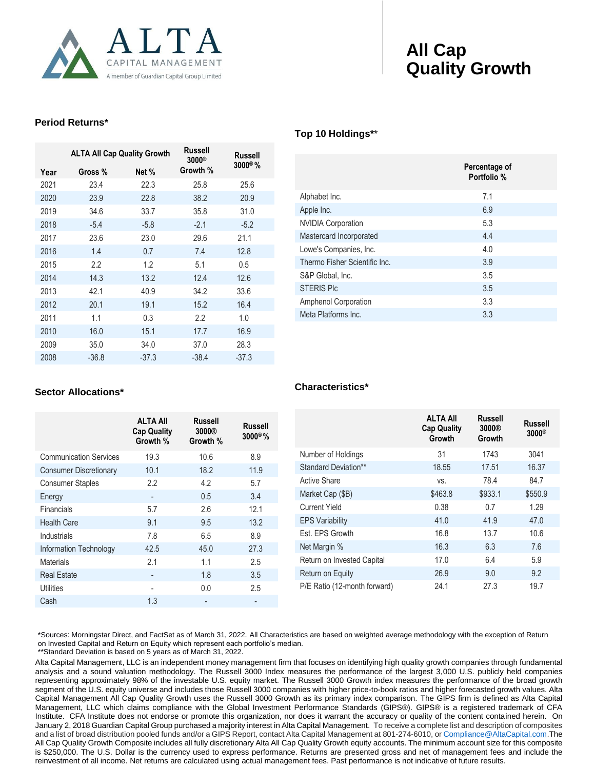# All Cap Quality Growth

ALTA CAPITAL MANAGEMENT
A member of Guardian Capital Group Limited

## Period Returns*

| Year | ALTA All Cap Quality Growth Gross % | ALTA All Cap Quality Growth Net % | Russell 3000® Growth % | Russell 3000® % |
|---|---|---|---|---|
| 2021 | 23.4 | 22.3 | 25.8 | 25.6 |
| 2020 | 23.9 | 22.8 | 38.2 | 20.9 |
| 2019 | 34.6 | 33.7 | 35.8 | 31.0 |
| 2018 | -5.4 | -5.8 | -2.1 | -5.2 |
| 2017 | 23.6 | 23.0 | 29.6 | 21.1 |
| 2016 | 1.4 | 0.7 | 7.4 | 12.8 |
| 2015 | 2.2 | 1.2 | 5.1 | 0.5 |
| 2014 | 14.3 | 13.2 | 12.4 | 12.6 |
| 2013 | 42.1 | 40.9 | 34.2 | 33.6 |
| 2012 | 20.1 | 19.1 | 15.2 | 16.4 |
| 2011 | 1.1 | 0.3 | 2.2 | 1.0 |
| 2010 | 16.0 | 15.1 | 17.7 | 16.9 |
| 2009 | 35.0 | 34.0 | 37.0 | 28.3 |
| 2008 | -36.8 | -37.3 | -38.4 | -37.3 |

## Top 10 Holdings**

| | Percentage of Portfolio % |
|---|---|
| Alphabet Inc. | 7.1 |
| Apple Inc. | 6.9 |
| NVIDIA Corporation | 5.3 |
| Mastercard Incorporated | 4.4 |
| Lowe's Companies, Inc. | 4.0 |
| Thermo Fisher Scientific Inc. | 3.9 |
| S&P Global, Inc. | 3.5 |
| STERIS Plc | 3.5 |
| Amphenol Corporation | 3.3 |
| Meta Platforms Inc. | 3.3 |

## Sector Allocations*

| | ALTA All Cap Quality Growth % | Russell 3000® Growth % | Russell 3000® % |
|---|---|---|---|
| Communication Services | 19.3 | 10.6 | 8.9 |
| Consumer Discretionary | 10.1 | 18.2 | 11.9 |
| Consumer Staples | 2.2 | 4.2 | 5.7 |
| Energy | - | 0.5 | 3.4 |
| Financials | 5.7 | 2.6 | 12.1 |
| Health Care | 9.1 | 9.5 | 13.2 |
| Industrials | 7.8 | 6.5 | 8.9 |
| Information Technology | 42.5 | 45.0 | 27.3 |
| Materials | 2.1 | 1.1 | 2.5 |
| Real Estate | - | 1.8 | 3.5 |
| Utilities | - | 0.0 | 2.5 |
| Cash | 1.3 | - | - |

## Characteristics*

| | ALTA All Cap Quality Growth | Russell 3000® Growth | Russell 3000® |
|---|---|---|---|
| Number of Holdings | 31 | 1743 | 3041 |
| Standard Deviation** | 18.55 | 17.51 | 16.37 |
| Active Share | vs. | 78.4 | 84.7 |
| Market Cap ($B) | $463.8 | $933.1 | $550.9 |
| Current Yield | 0.38 | 0.7 | 1.29 |
| EPS Variability | 41.0 | 41.9 | 47.0 |
| Est. EPS Growth | 16.8 | 13.7 | 10.6 |
| Net Margin % | 16.3 | 6.3 | 7.6 |
| Return on Invested Capital | 17.0 | 6.4 | 5.9 |
| Return on Equity | 26.9 | 9.0 | 9.2 |
| P/E Ratio (12-month forward) | 24.1 | 27.3 | 19.7 |

*Sources: Morningstar Direct, and FactSet as of March 31, 2022. All Characteristics are based on weighted average methodology with the exception of Return on Invested Capital and Return on Equity which represent each portfolio's median.
**Standard Deviation is based on 5 years as of March 31, 2022.

Alta Capital Management, LLC is an independent money management firm that focuses on identifying high quality growth companies through fundamental analysis and a sound valuation methodology. The Russell 3000 Index measures the performance of the largest 3,000 U.S. publicly held companies representing approximately 98% of the investable U.S. equity market. The Russell 3000 Growth index measures the performance of the broad growth segment of the U.S. equity universe and includes those Russell 3000 companies with higher price-to-book ratios and higher forecasted growth values. Alta Capital Management All Cap Quality Growth uses the Russell 3000 Growth as its primary index comparison. The GIPS firm is defined as Alta Capital Management, LLC which claims compliance with the Global Investment Performance Standards (GIPS®). GIPS® is a registered trademark of CFA Institute. CFA Institute does not endorse or promote this organization, nor does it warrant the accuracy or quality of the content contained herein. On January 2, 2018 Guardian Capital Group purchased a majority interest in Alta Capital Management. To receive a complete list and description of composites and a list of broad distribution pooled funds and/or a GIPS Report, contact Alta Capital Management at 801-274-6010, or Compliance@AltaCapital.com. The All Cap Quality Growth Composite includes all fully discretionary Alta All Cap Quality Growth equity accounts. The minimum account size for this composite is $250,000. The U.S. Dollar is the currency used to express performance. Returns are presented gross and net of management fees and include the reinvestment of all income. Net returns are calculated using actual management fees. Past performance is not indicative of future results.